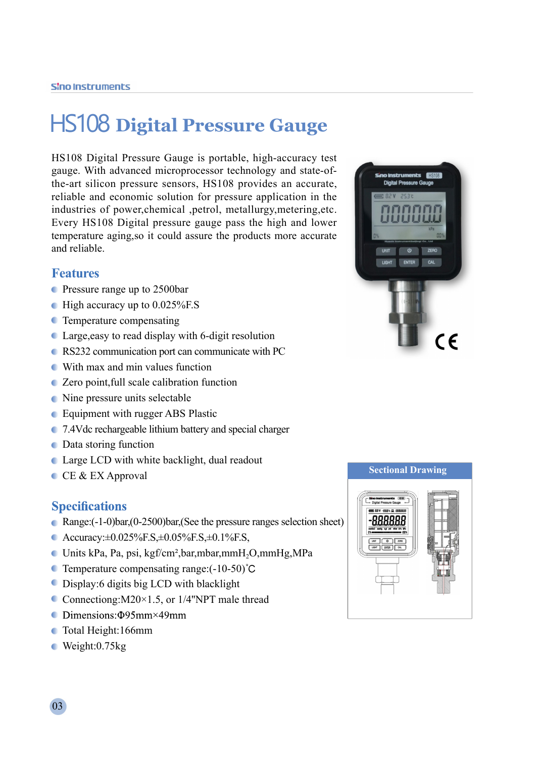# HS108 Digital Pressure Gauge

HS108 Digital Pressure Gauge is portable, high-accuracy test gauge. With advanced microprocessor technology and state-of-the-art silicon pressure sensors, HS108 provides an accurate, reliable and economic solution for pressure application in the industries of power,chemical ,petrol, metallurgy,metering,etc. Every HS108 Digital pressure gauge pass the high and lower temperature aging,so it could assure the products more accurate and reliable.

## Features

- Pressure range up to 2500bar
- High accuracy up to 0.025%F.S
- Temperature compensating
- Large,easy to read display with 6-digit resolution
- RS232 communication port can communicate with PC
- With max and min values function
- Zero point,full scale calibration function
- Nine pressure units selectable
- Equipment with rugger ABS Plastic
- 7.4Vdc rechargeable lithium battery and special charger
- Data storing function
- Large LCD with white backlight, dual readout
- CE & EX Approval

## Specifications

- Range:(-1-0)bar,(0-2500)bar,(See the pressure ranges selection sheet)
- Accuracy:±0.025%F.S,±0.05%F.S,±0.1%F.S,
- Units kPa, Pa, psi, kgf/cm²,bar,mbar,mm$H_2O$,mmHg,MPa
- Temperature compensating range:(-10-50)℃
- Display:6 digits big LCD with blacklight
- Connecting:M20×1.5, or 1/4"NPT male thread
- Dimensions:Φ95mm×49mm
- Total Height:166mm
- Weight:0.75kg

**Sectional Drawing**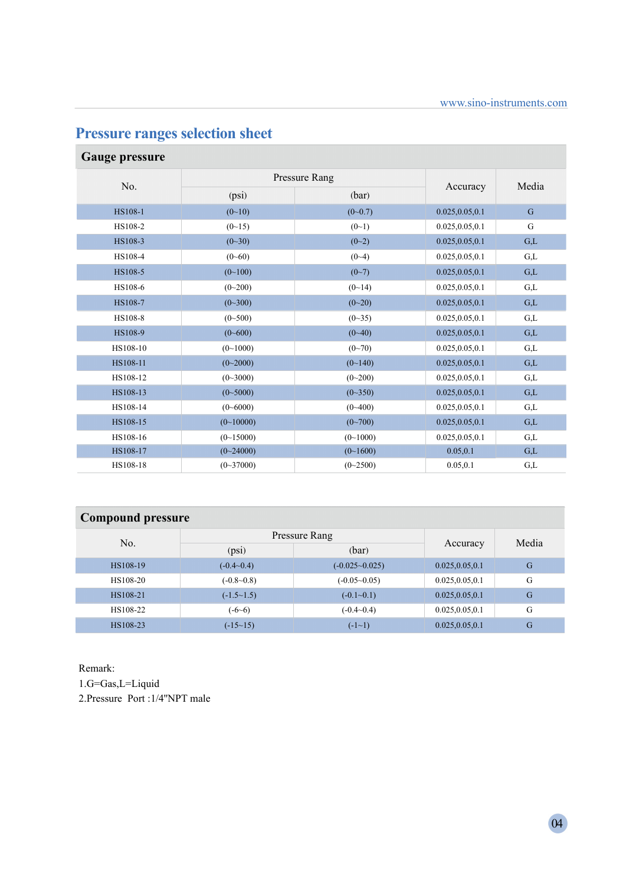# Pressure ranges selection sheet

## Gauge pressure

| No. | Pressure Rang | | Accuracy | Media |
|---|---|---|---|---|
| | (psi) | (bar) | | |
| HS108-1 | (0~10) | (0~0.7) | 0.025,0.05,0.1 | G |
| HS108-2 | (0~15) | (0~1) | 0.025,0.05,0.1 | G |
| HS108-3 | (0~30) | (0~2) | 0.025,0.05,0.1 | G,L |
| HS108-4 | (0~60) | (0~4) | 0.025,0.05,0.1 | G,L |
| HS108-5 | (0~100) | (0~7) | 0.025,0.05,0.1 | G,L |
| HS108-6 | (0~200) | (0~14) | 0.025,0.05,0.1 | G,L |
| HS108-7 | (0~300) | (0~20) | 0.025,0.05,0.1 | G,L |
| HS108-8 | (0~500) | (0~35) | 0.025,0.05,0.1 | G,L |
| HS108-9 | (0~600) | (0~40) | 0.025,0.05,0.1 | G,L |
| HS108-10 | (0~1000) | (0~70) | 0.025,0.05,0.1 | G,L |
| HS108-11 | (0~2000) | (0~140) | 0.025,0.05,0.1 | G,L |
| HS108-12 | (0~3000) | (0~200) | 0.025,0.05,0.1 | G,L |
| HS108-13 | (0~5000) | (0~350) | 0.025,0.05,0.1 | G,L |
| HS108-14 | (0~6000) | (0~400) | 0.025,0.05,0.1 | G,L |
| HS108-15 | (0~10000) | (0~700) | 0.025,0.05,0.1 | G,L |
| HS108-16 | (0~15000) | (0~1000) | 0.025,0.05,0.1 | G,L |
| HS108-17 | (0~24000) | (0~1600) | 0.05,0.1 | G,L |
| HS108-18 | (0~37000) | (0~2500) | 0.05,0.1 | G,L |

## Compound pressure

| No. | Pressure Rang | | Accuracy | Media |
|---|---|---|---|---|
| | (psi) | (bar) | | |
| HS108-19 | (-0.4~0.4) | (-0.025~0.025) | 0.025,0.05,0.1 | G |
| HS108-20 | (-0.8~0.8) | (-0.05~0.05) | 0.025,0.05,0.1 | G |
| HS108-21 | (-1.5~1.5) | (-0.1~0.1) | 0.025,0.05,0.1 | G |
| HS108-22 | (-6~6) | (-0.4~0.4) | 0.025,0.05,0.1 | G |
| HS108-23 | (-15~15) | (-1~1) | 0.025,0.05,0.1 | G |

Remark:

1.G=Gas,L=Liquid

2.Pressure Port :1/4"NPT male